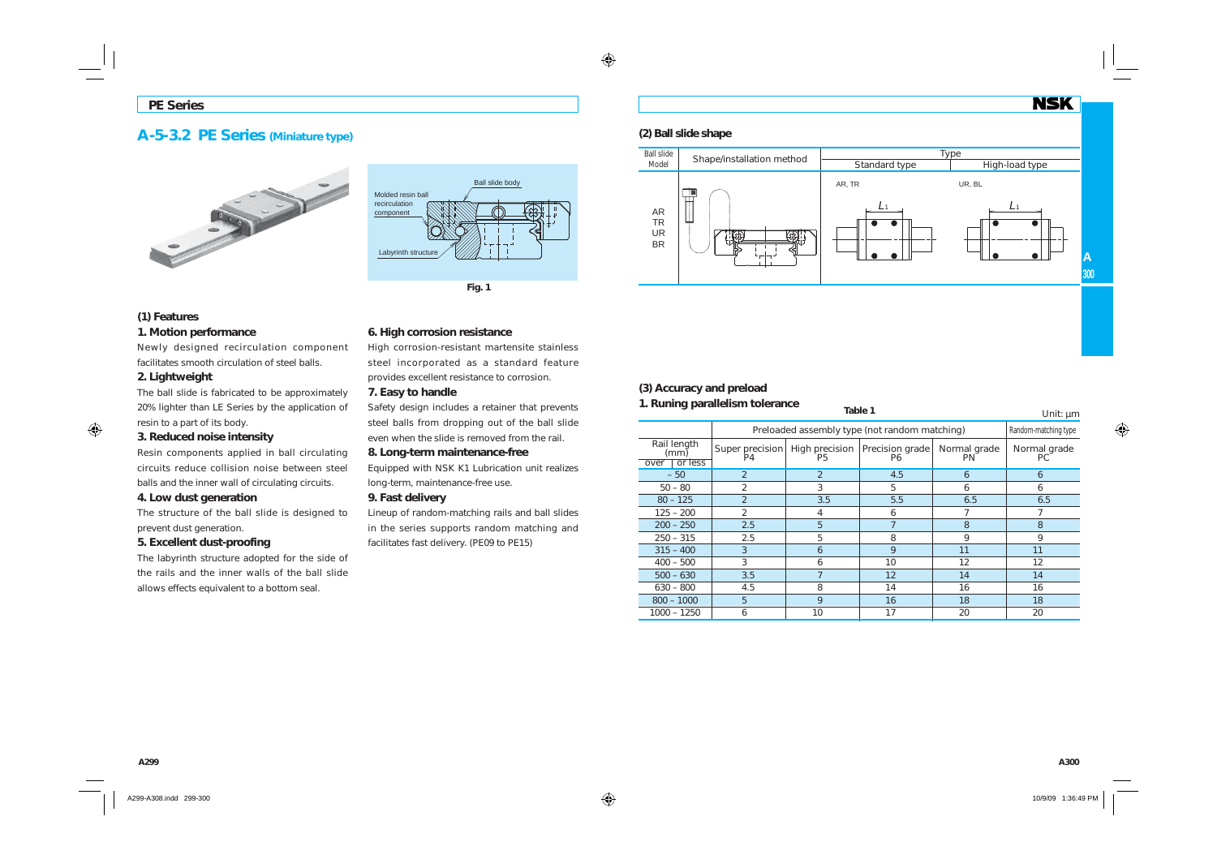## A-5-3.2 PE Series (Miniature type)

Fig. 1

### (1) Features

**1. Motion performance**

Newly designed recirculation component facilitates smooth circulation of steel balls.

**2. Lightweight**

The ball slide is fabricated to be approximately 20% lighter than LE Series by the application of resin to a part of its body.

**3. Reduced noise intensity**

Resin components applied in ball circulating circuits reduce collision noise between steel balls and the inner wall of circulating circuits.

**4. Low dust generation**

The structure of the ball slide is designed to prevent dust generation.

**5. Excellent dust-proofing**

The labyrinth structure adopted for the side of the rails and the inner walls of the ball slide allows effects equivalent to a bottom seal.

**6. High corrosion resistance**

High corrosion-resistant martensite stainless steel incorporated as a standard feature provides excellent resistance to corrosion.

**7. Easy to handle**

Safety design includes a retainer that prevents steel balls from dropping out of the ball slide even when the slide is removed from the rail.

**8. Long-term maintenance-free**

Equipped with NSK K1 Lubrication unit realizes long-term, maintenance-free use.

**9. Fast delivery**

Lineup of random-matching rails and ball slides in the series supports random matching and facilitates fast delivery. (PE09 to PE15)

### (2) Ball slide shape

| Ball slide Model | Shape/installation method | Type | |
|---|---|---|---|
| | | Standard type | High-load type |
| AR TR UR BR | | AR, TR | UR, BL |

### (3) Accuracy and preload

**1. Runing parallelism tolerance**

Table 1

Unit: µm

| Rail length (mm) over – or less | Preloaded assembly type (not random matching) | | | | Random-matching type |
|---|---|---|---|---|---|
| | Super precision P4 | High precision P5 | Precision grade P6 | Normal grade PN | Normal grade PC |
| – 50 | 2 | 2 | 4.5 | 6 | 6 |
| 50 – 80 | 2 | 3 | 5 | 6 | 6 |
| 80 – 125 | 2 | 3.5 | 5.5 | 6.5 | 6.5 |
| 125 – 200 | 2 | 4 | 6 | 7 | 7 |
| 200 – 250 | 2.5 | 5 | 7 | 8 | 8 |
| 250 – 315 | 2.5 | 5 | 8 | 9 | 9 |
| 315 – 400 | 3 | 6 | 9 | 11 | 11 |
| 400 – 500 | 3 | 6 | 10 | 12 | 12 |
| 500 – 630 | 3.5 | 7 | 12 | 14 | 14 |
| 630 – 800 | 4.5 | 8 | 14 | 16 | 16 |
| 800 – 1000 | 5 | 9 | 16 | 18 | 18 |
| 1000 – 1250 | 6 | 10 | 17 | 20 | 20 |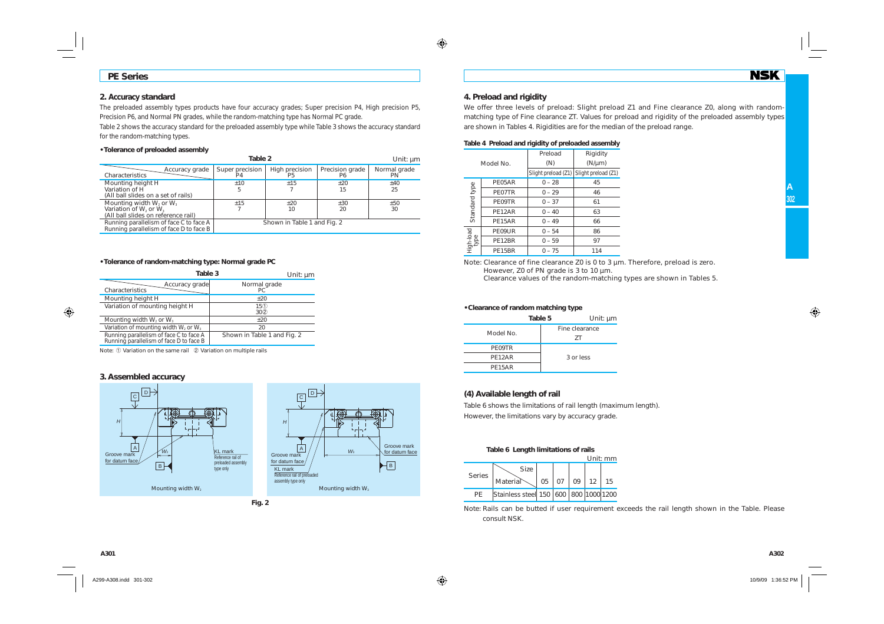## PE Series

### 2. Accuracy standard

The preloaded assembly types products have four accuracy grades; Super precision P4, High precision P5, Precision P6, and Normal PN grades, while the random-matching type has Normal PC grade.

Table 2 shows the accuracy standard for the preloaded assembly type while Table 3 shows the accuracy standard for the random-matching types.

**• Tolerance of preloaded assembly**

**Table 2** Unit: µm

| Characteristics \ Accuracy grade | Super precision P4 | High precision P5 | Precision grade P6 | Normal grade PN |
|---|---|---|---|---|
| Mounting height H<br>Variation of H<br>(All ball slides on a set of rails) | ±10<br>5 | ±15<br>7 | ±20<br>15 | ±40<br>25 |
| Mounting width $W_2$ or $W_3$<br>Variation of $W_2$ or $W_3$<br>(All ball slides on reference rail) | ±15<br>7 | ±20<br>10 | ±30<br>20 | ±50<br>30 |
| Running parallelism of face C to face A<br>Running parallelism of face D to face B | Shown in Table 1 and Fig. 2 | | | |

**• Tolerance of random-matching type: Normal grade PC**

**Table 3** Unit: µm

| Characteristics \ Accuracy grade | Normal grade PC |
|---|---|
| Mounting height H | ±20 |
| Variation of mounting height H | 15①<br>30② |
| Mounting width $W_2$ or $W_3$ | ±20 |
| Variation of mounting width $W_2$ or $W_3$ | 20 |
| Running parallelism of face C to face A<br>Running parallelism of face D to face B | Shown in Table 1 and Fig. 2 |

Note: ① Variation on the same rail ② Variation on multiple rails

### 3. Assembled accuracy

Mounting width $W_2$ Mounting width $W_3$

**Fig. 2**

### 4. Preload and rigidity

We offer three levels of preload: Slight preload Z1 and Fine clearance Z0, along with random-matching type of Fine clearance ZT. Values for preload and rigidity of the preloaded assembly types are shown in Tables 4. Rigidities are for the median of the preload range.

**Table 4 Preload and rigidity of preloaded assembly**

| | Model No. | Preload (N)<br>Slight preload (Z1) | Rigidity (N/µm)<br>Slight preload (Z1) |
|---|---|---|---|
| Standard type | PE05AR | 0 – 28 | 45 |
| | PE07TR | 0 – 29 | 46 |
| | PE09TR | 0 – 37 | 61 |
| | PE12AR | 0 – 40 | 63 |
| | PE15AR | 0 – 49 | 66 |
| High-load type | PE09UR | 0 – 54 | 86 |
| | PE12BR | 0 – 59 | 97 |
| | PE15BR | 0 – 75 | 114 |

Note: Clearance of fine clearance Z0 is 0 to 3 µm. Therefore, preload is zero.
However, Z0 of PN grade is 3 to 10 µm.
Clearance values of the random-matching types are shown in Tables 5.

**• Clearance of random matching type**

**Table 5** Unit: µm

| Model No. | Fine clearance ZT |
|---|---|
| PE09TR | 3 or less |
| PE12AR | |
| PE15AR | |

### (4) Available length of rail

Table 6 shows the limitations of rail length (maximum length).
However, the limitations vary by accuracy grade.

**Table 6 Length limitations of rails** Unit: mm

| Series | Material \ Size | 05 | 07 | 09 | 12 | 15 |
|---|---|---|---|---|---|---|
| PE | Stainless steel | 150 | 600 | 800 | 1000 | 1200 |

Note: Rails can be butted if user requirement exceeds the rail length shown in the Table. Please consult NSK.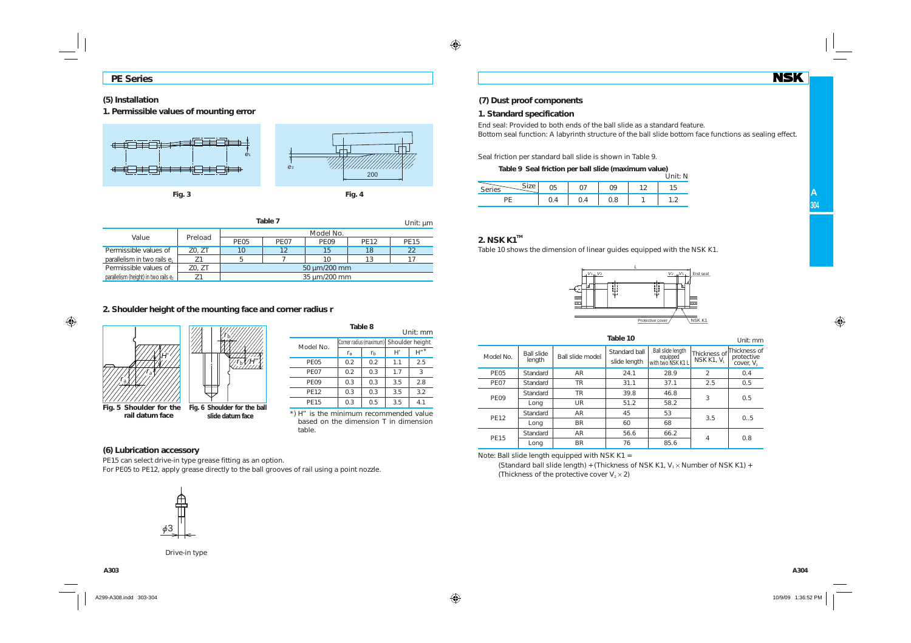## PE Series

### (5) Installation

#### 1. Permissible values of mounting error

Fig. 3

Fig. 4

Table 7

Unit: μm

| Value | Preload | Model No. | | | | |
|---|---|---|---|---|---|---|
| | | PE05 | PE07 | PE09 | PE12 | PE15 |
| Permissible values of parallelism in two rails $e_1$ | Z0, ZT | 10 | 12 | 15 | 18 | 22 |
| | Z1 | 5 | 7 | 10 | 13 | 17 |
| Permissible values of parallelism (height) in two rails $e_2$ | Z0, ZT | 50 μm/200 mm | | | | |
| | Z1 | 35 μm/200 mm | | | | |

#### 2. Shoulder height of the mounting face and corner radius r

Fig. 5 Shoulder for the rail datum face

Fig. 6 Shoulder for the ball slide datum face

Table 8

Unit: mm

| Model No. | Corner radius (maximum) | | Shoulder height | |
|---|---|---|---|---|
| | $r_a$ | $r_b$ | H' | H''* |
| PE05 | 0.2 | 0.2 | 1.1 | 2.5 |
| PE07 | 0.2 | 0.3 | 1.7 | 3 |
| PE09 | 0.3 | 0.3 | 3.5 | 2.8 |
| PE12 | 0.3 | 0.3 | 3.5 | 3.2 |
| PE15 | 0.3 | 0.5 | 3.5 | 4.1 |

*) H" is the minimum recommended value based on the dimension T in dimension table.

### (6) Lubrication accessory

PE15 can select drive-in type grease fitting as an option.

For PE05 to PE12, apply grease directly to the ball grooves of rail using a point nozzle.

Drive-in type

### (7) Dust proof components

#### 1. Standard specification

End seal: Provided to both ends of the ball slide as a standard feature.

Bottom seal function: A labyrinth structure of the ball slide bottom face functions as sealing effect.

Seal friction per standard ball slide is shown in Table 9.

Table 9 Seal friction per ball slide (maximum value)

Unit: N

| Series \ Size | 05 | 07 | 09 | 12 | 15 |
|---|---|---|---|---|---|
| PE | 0.4 | 0.4 | 0.8 | 1 | 1.2 |

#### 2. NSK K1™

Table 10 shows the dimension of linear guides equipped with the NSK K1.

Table 10

Unit: mm

| Model No. | Ball slide length | Ball slide model | Standard ball slide length | Ball slide length equipped with two NSK K1 L | Thickness of NSK K1, $V_1$ | Thickness of protective cover, $V_2$ |
|---|---|---|---|---|---|---|
| PE05 | Standard | AR | 24.1 | 28.9 | 2 | 0.4 |
| PE07 | Standard | TR | 31.1 | 37.1 | 2.5 | 0.5 |
| PE09 | Standard | TR | 39.8 | 46.8 | 3 | 0.5 |
| | Long | UR | 51.2 | 58.2 | | |
| PE12 | Standard | AR | 45 | 53 | 3.5 | 0..5 |
| | Long | BR | 60 | 68 | | |
| PE15 | Standard | AR | 56.6 | 66.2 | 4 | 0.8 |
| | Long | BR | 76 | 85.6 | | |

Note: Ball slide length equipped with NSK K1 =
(Standard ball slide length) + (Thickness of NSK K1, $V_1 \times$ Number of NSK K1) + (Thickness of the protective cover $V_2 \times 2$)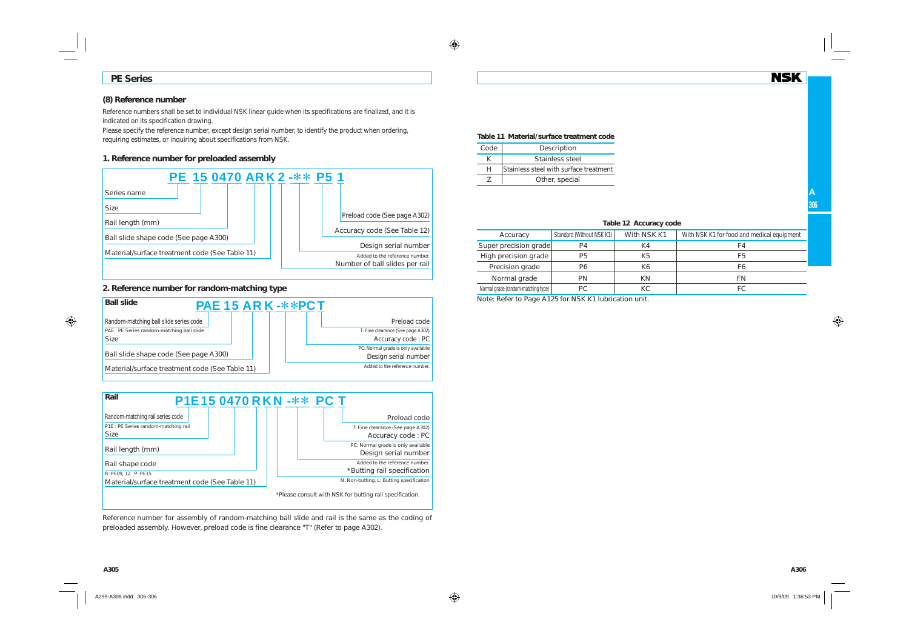## PE Series

### (8) Reference number

Reference numbers shall be set to individual NSK linear guide when its specifications are finalized, and it is indicated on its specification drawing.

Please specify the reference number, except design serial number, to identify the product when ordering, requiring estimates, or inquiring about specifications from NSK.

### 1. Reference number for preloaded assembly

**PE 15 0470 AR K 2 -** P5 1**

- PE: Series name
- 15: Size
- 0470: Rail length (mm)
- AR: Ball slide shape code (See page A300)
- K: Material/surface treatment code (See Table 11)
- 2: Number of ball slides per rail
- **: Design serial number — Added to the reference number.
- P5: Accuracy code (See Table 12)
- 1: Preload code (See page A302)

### 2. Reference number for random-matching type

**Ball slide**

**PAE 15 AR K -**PC T**

- PAE: Random-matching ball slide series code — PAE : PE Series random-matching ball slide
- 15: Size
- AR: Ball slide shape code (See page A300)
- K: Material/surface treatment code (See Table 11)
- **: Design serial number — Added to the reference number.
- PC: Accuracy code : PC — PC: Normal grade is only available
- T: Preload code — T: Fine clearance (See page A302)

**Rail**

**P1E 15 0470 R K N -** PC T**

- P1E: Random-matching rail series code — P1E : PE Series random-matching rail
- 15: Size
- 0470: Rail length (mm)
- R: Rail shape code — R: PE09, 12. P: PE15
- K: Material/surface treatment code (See Table 11)
- N: *Butting rail specification — N: Non-butting. L: Butting specification
- **: Design serial number — Added to the reference number.
- PC: Accuracy code : PC — PC: Normal grade is only available
- T: Preload code — T: Fine clearance (See page A302)

*Please consult with NSK for butting rail specification.

Reference number for assembly of random-matching ball slide and rail is the same as the coding of preloaded assembly. However, preload code is fine clearance "T" (Refer to page A302).

**Table 11 Material/surface treatment code**

| Code | Description |
|---|---|
| K | Stainless steel |
| H | Stainless steel with surface treatment |
| Z | Other, special |

**Table 12 Accuracy code**

| Accuracy | Standard (Without NSK K1) | With NSK K1 | With NSK K1 for food and medical equipment |
|---|---|---|---|
| Super precision grade | P4 | K4 | F4 |
| High precision grade | P5 | K5 | F5 |
| Precision grade | P6 | K6 | F6 |
| Normal grade | PN | KN | FN |
| Normal grade (random-matching type) | PC | KC | FC |

Note: Refer to Page A125 for NSK K1 lubrication unit.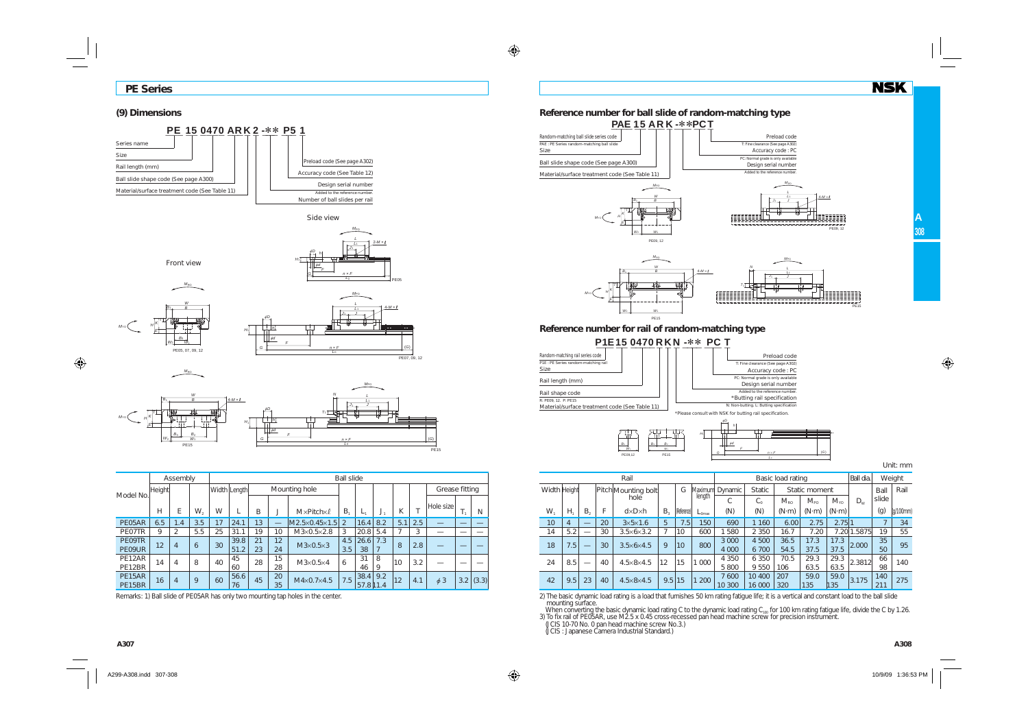## PE Series

### (9) Dimensions

**PE 15 0470 AR K 2 -** **** P5 1**

- Series name
- Size
- Rail length (mm)
- Ball slide shape code (See page A300)
- Material/surface treatment code (See Table 11)
- Preload code (See page A302)
- Accuracy code (See Table 12)
- Design serial number
  Added to the reference number.
- Number of ball slides per rail

Front view

Side view

PE05, 07, 09, 12

PE05

PE07, 09, 12

PE15

| Model No. | Assembly | | | Ball slide | | | | | | | | | | | |
|---|---|---|---|---|---|---|---|---|---|---|---|---|---|---|---|
| | Height | | | Width | Length | Mounting hole | | | | | | | | Grease fitting | |
| | H | E | $W_2$ | W | L | B | J | M×Pitch×ℓ | $B_1$ | $L_1$ | $J_1$ | K | T | Hole size | $T_1$ | N |
| PE05AR | 6.5 | 1.4 | 3.5 | 17 | 24.1 | 13 | — | M2.5×0.45×1.5 | 2 | 16.4 | 8.2 | 5.1 | 2.5 | — | — | — |
| PE07TR | 9 | 2 | 5.5 | 25 | 31.1 | 19 | 10 | M3×0.5×2.8 | 3 | 20.8 | 5.4 | 7 | 3 | — | — | — |
| PE09TR<br>PE09UR | 12 | 4 | 6 | 30 | 39.8<br>51.2 | 21<br>23 | 12<br>24 | M3×0.5×3 | 4.5<br>3.5 | 26.6<br>38 | 7.3<br>7 | 8 | 2.8 | — | — | — |
| PE12AR<br>PE12BR | 14 | 4 | 8 | 40 | 45<br>60 | 28 | 15<br>28 | M3×0.5×4 | 6 | 31<br>46 | 8<br>9 | 10 | 3.2 | — | — | — |
| PE15AR<br>PE15BR | 16 | 4 | 9 | 60 | 56.6<br>76 | 45 | 20<br>35 | M4×0.7×4.5 | 7.5 | 38.4<br>57.8 | 9.2<br>11.4 | 12 | 4.1 | φ3 | 3.2 | (3.3) |

Remarks: 1) Ball slide of PE05AR has only two mounting tap holes in the center.

### Reference number for ball slide of random-matching type

**PAE 15 AR K -** **PC T**

- Random-matching ball slide series code
  PAE : PE Series random-matching ball slide
- Size
- Ball slide shape code (See page A300)
- Material/surface treatment code (See Table 11)
- Preload code
  T: Fine clearance (See page A302)
- Accuracy code : PC
  PC: Normal grade is only available
- Design serial number
  Added to the reference number.

PE09, 12

PE15

### Reference number for rail of random-matching type

**P1E 15 0470 R K N -** **PC T**

- Random-matching rail series code
  P1E : PE Series random-matching rail
- Size
- Rail length (mm)
- Rail shape code
  R: PE09, 12 P: PE15
- Material/surface treatment code (See Table 11)
- Preload code
  T: Fine clearance (See page A302)
- Accuracy code : PC
  PC: Normal grade is only available
- Design serial number
  Added to the reference number.
- *Butting rail specification
  N: Non-butting, L: Butting specification

*Please consult with NSK for butting rail specification.

PE09,12 PE15

Unit: mm

| Rail | | | | | | | | Basic load rating | | | | | Ball dia. | Weight | |
|---|---|---|---|---|---|---|---|---|---|---|---|---|---|---|---|
| Width | Height | | Pitch | Mounting bolt hole | | G | Maximum length | Dynamic | Static | Static moment | | | | Ball slide | Rail |
| $W_1$ | $H_1$ | $B_2$ | F | d×D×h | $B_1$ | Reference | $L_{0max}$ | C (N) | $C_0$ (N) | $M_{RO}$ (N·m) | $M_{PO}$ (N·m) | $M_{YO}$ (N·m) | $D_w$ | (g) | (g/100mm) |
| 10 | 4 | — | 20 | 3×5×1.6 | 5 | 7.5 | 150 | 690 | 1 160 | 6.00 | 2.75 | 2.75 | 1 | 7 | 34 |
| 14 | 5.2 | — | 30 | 3.5×6×3.2 | 7 | 10 | 600 | 1 580 | 2 350 | 16.7 | 7.20 | 7.20 | 1.5875 | 19 | 55 |
| 18 | 7.5 | — | 30 | 3.5×6×4.5 | 9 | 10 | 800 | 3 000<br>4 000 | 4 500<br>6 700 | 36.5<br>54.5 | 17.3<br>37.5 | 17.3<br>37.5 | 2.000 | 35<br>50 | 95 |
| 24 | 8.5 | — | 40 | 4.5×8×4.5 | 12 | 15 | 1 000 | 4 350<br>5 800 | 6 350<br>9 550 | 70.5<br>106 | 29.3<br>63.5 | 29.3<br>63.5 | 2.3812 | 66<br>98 | 140 |
| 42 | 9.5 | 23 | 40 | 4.5×8×4.5 | 9.5 | 15 | 1 200 | 7 600<br>10 300 | 10 400<br>16 000 | 207<br>320 | 59.0<br>135 | 59.0<br>135 | 3.175 | 140<br>211 | 275 |

2) The basic dynamic load rating is a load that furnishes 50 km rating fatigue life; it is a vertical and constant load to the ball slide mounting surface.
When converting the basic dynamic load rating C to the dynamic load rating $C_{100}$ for 100 km rating fatigue life, divide the C by 1.26.
3) To fix rail of PE05AR, use M2.5 x 0.45 cross-recessed pan head machine screw for precision instrument.
(JCIS 10-70 No. 0 pan head machine screw No.3.)
(JCIS : Japanese Camera Industrial Standard.)